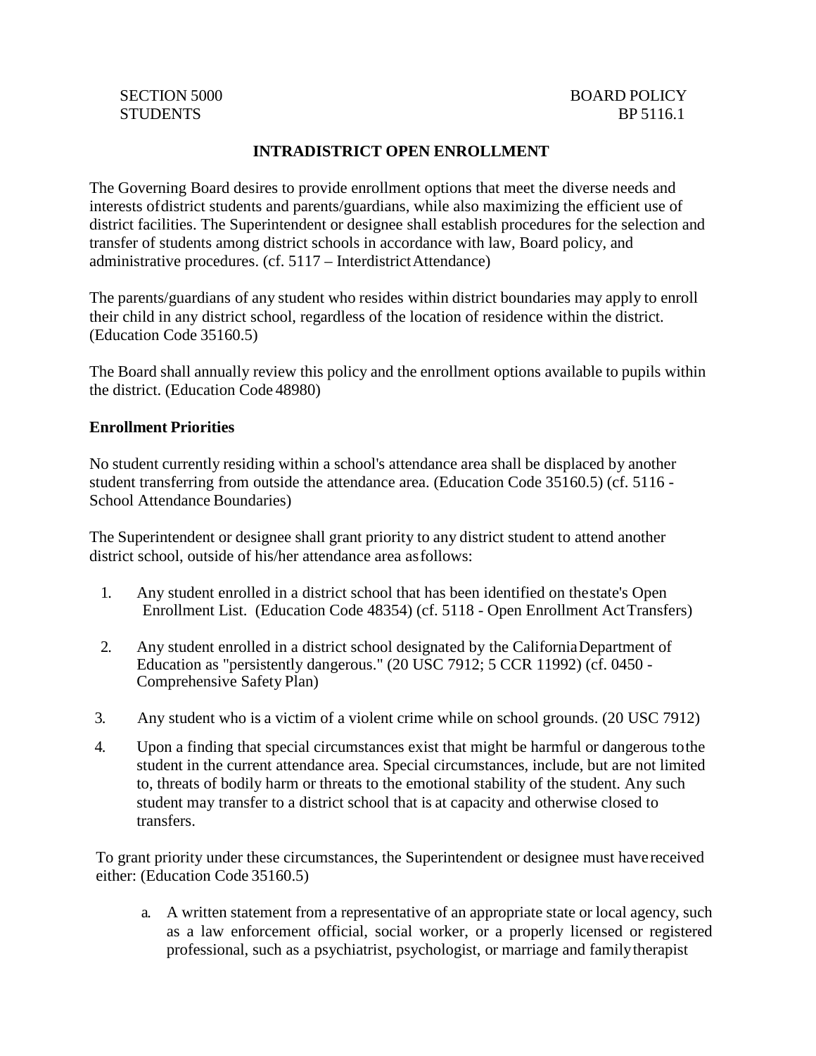SECTION 5000
STUDENTS

BOARD POLICY
BP 5116.1

# INTRADISTRICT OPEN ENROLLMENT

The Governing Board desires to provide enrollment options that meet the diverse needs and interests of district students and parents/guardians, while also maximizing the efficient use of district facilities. The Superintendent or designee shall establish procedures for the selection and transfer of students among district schools in accordance with law, Board policy, and administrative procedures. (cf. 5117 – Interdistrict Attendance)

The parents/guardians of any student who resides within district boundaries may apply to enroll their child in any district school, regardless of the location of residence within the district. (Education Code 35160.5)

The Board shall annually review this policy and the enrollment options available to pupils within the district. (Education Code 48980)

**Enrollment Priorities**

No student currently residing within a school's attendance area shall be displaced by another student transferring from outside the attendance area. (Education Code 35160.5) (cf. 5116 - School Attendance Boundaries)

The Superintendent or designee shall grant priority to any district student to attend another district school, outside of his/her attendance area as follows:

1. Any student enrolled in a district school that has been identified on the state's Open Enrollment List. (Education Code 48354) (cf. 5118 - Open Enrollment Act Transfers)
2. Any student enrolled in a district school designated by the California Department of Education as "persistently dangerous." (20 USC 7912; 5 CCR 11992) (cf. 0450 - Comprehensive Safety Plan)
3. Any student who is a victim of a violent crime while on school grounds. (20 USC 7912)
4. Upon a finding that special circumstances exist that might be harmful or dangerous to the student in the current attendance area. Special circumstances, include, but are not limited to, threats of bodily harm or threats to the emotional stability of the student. Any such student may transfer to a district school that is at capacity and otherwise closed to transfers.

To grant priority under these circumstances, the Superintendent or designee must have received either: (Education Code 35160.5)

a. A written statement from a representative of an appropriate state or local agency, such as a law enforcement official, social worker, or a properly licensed or registered professional, such as a psychiatrist, psychologist, or marriage and family therapist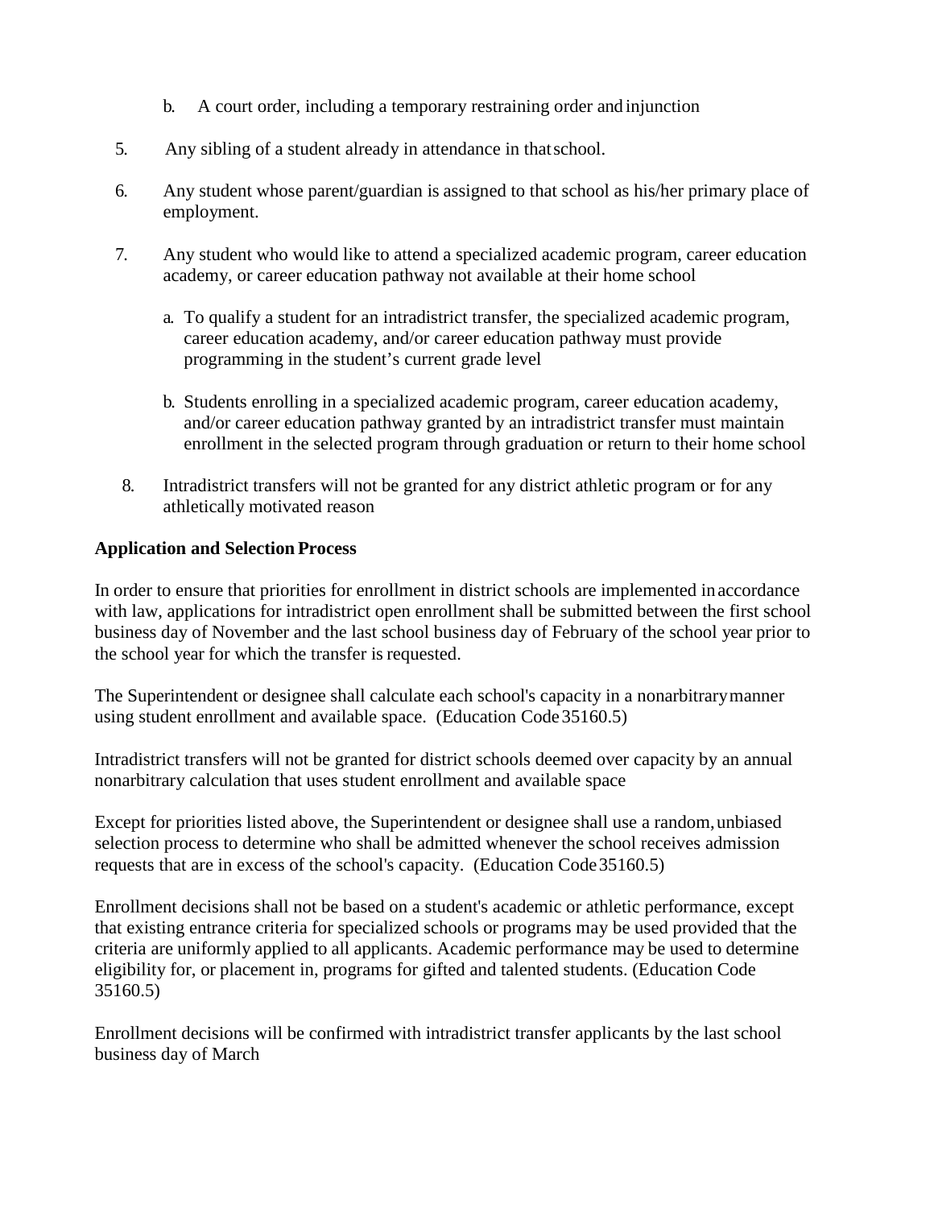b. A court order, including a temporary restraining order and injunction

5. Any sibling of a student already in attendance in that school.

6. Any student whose parent/guardian is assigned to that school as his/her primary place of employment.

7. Any student who would like to attend a specialized academic program, career education academy, or career education pathway not available at their home school

   a. To qualify a student for an intradistrict transfer, the specialized academic program, career education academy, and/or career education pathway must provide programming in the student's current grade level

   b. Students enrolling in a specialized academic program, career education academy, and/or career education pathway granted by an intradistrict transfer must maintain enrollment in the selected program through graduation or return to their home school

8. Intradistrict transfers will not be granted for any district athletic program or for any athletically motivated reason

**Application and Selection Process**

In order to ensure that priorities for enrollment in district schools are implemented in accordance with law, applications for intradistrict open enrollment shall be submitted between the first school business day of November and the last school business day of February of the school year prior to the school year for which the transfer is requested.

The Superintendent or designee shall calculate each school's capacity in a nonarbitrary manner using student enrollment and available space. (Education Code 35160.5)

Intradistrict transfers will not be granted for district schools deemed over capacity by an annual nonarbitrary calculation that uses student enrollment and available space

Except for priorities listed above, the Superintendent or designee shall use a random, unbiased selection process to determine who shall be admitted whenever the school receives admission requests that are in excess of the school's capacity. (Education Code 35160.5)

Enrollment decisions shall not be based on a student's academic or athletic performance, except that existing entrance criteria for specialized schools or programs may be used provided that the criteria are uniformly applied to all applicants. Academic performance may be used to determine eligibility for, or placement in, programs for gifted and talented students. (Education Code 35160.5)

Enrollment decisions will be confirmed with intradistrict transfer applicants by the last school business day of March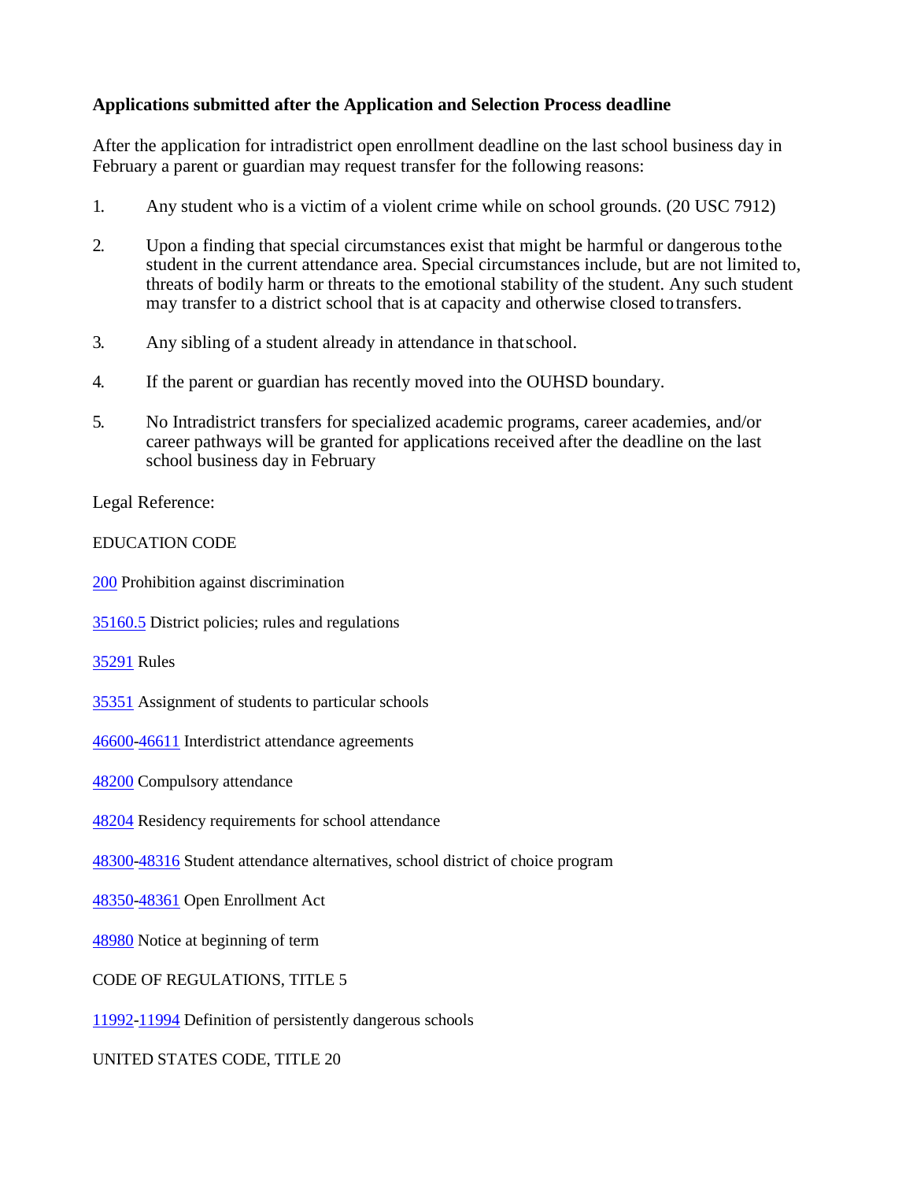**Applications submitted after the Application and Selection Process deadline**

After the application for intradistrict open enrollment deadline on the last school business day in February a parent or guardian may request transfer for the following reasons:

1. Any student who is a victim of a violent crime while on school grounds. (20 USC 7912)

2. Upon a finding that special circumstances exist that might be harmful or dangerous to the student in the current attendance area. Special circumstances include, but are not limited to, threats of bodily harm or threats to the emotional stability of the student. Any such student may transfer to a district school that is at capacity and otherwise closed to transfers.

3. Any sibling of a student already in attendance in that school.

4. If the parent or guardian has recently moved into the OUHSD boundary.

5. No Intradistrict transfers for specialized academic programs, career academies, and/or career pathways will be granted for applications received after the deadline on the last school business day in February

Legal Reference:

EDUCATION CODE

200 Prohibition against discrimination

35160.5 District policies; rules and regulations

35291 Rules

35351 Assignment of students to particular schools

46600-46611 Interdistrict attendance agreements

48200 Compulsory attendance

48204 Residency requirements for school attendance

48300-48316 Student attendance alternatives, school district of choice program

48350-48361 Open Enrollment Act

48980 Notice at beginning of term

CODE OF REGULATIONS, TITLE 5

11992-11994 Definition of persistently dangerous schools

UNITED STATES CODE, TITLE 20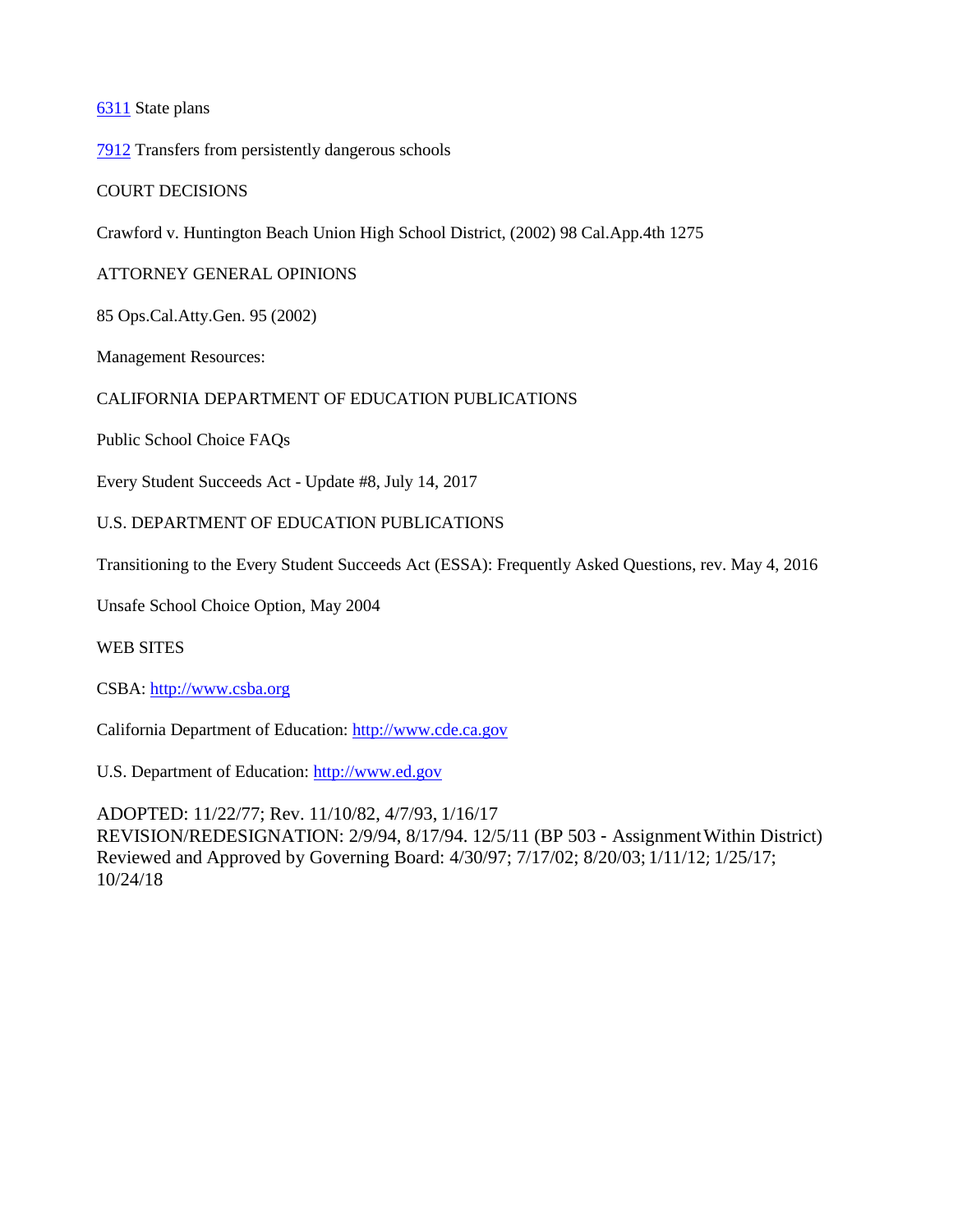[6311](#) State plans

[7912](#) Transfers from persistently dangerous schools

COURT DECISIONS

Crawford v. Huntington Beach Union High School District, (2002) 98 Cal.App.4th 1275

ATTORNEY GENERAL OPINIONS

85 Ops.Cal.Atty.Gen. 95 (2002)

Management Resources:

CALIFORNIA DEPARTMENT OF EDUCATION PUBLICATIONS

Public School Choice FAQs

Every Student Succeeds Act - Update #8, July 14, 2017

U.S. DEPARTMENT OF EDUCATION PUBLICATIONS

Transitioning to the Every Student Succeeds Act (ESSA): Frequently Asked Questions, rev. May 4, 2016

Unsafe School Choice Option, May 2004

WEB SITES

CSBA: [http://www.csba.org](http://www.csba.org)

California Department of Education: [http://www.cde.ca.gov](http://www.cde.ca.gov)

U.S. Department of Education: [http://www.ed.gov](http://www.ed.gov)

ADOPTED: 11/22/77; Rev. 11/10/82, 4/7/93, 1/16/17
REVISION/REDESIGNATION: 2/9/94, 8/17/94. 12/5/11 (BP 503 - Assignment Within District)
Reviewed and Approved by Governing Board: 4/30/97; 7/17/02; 8/20/03; 1/11/12; 1/25/17; 10/24/18